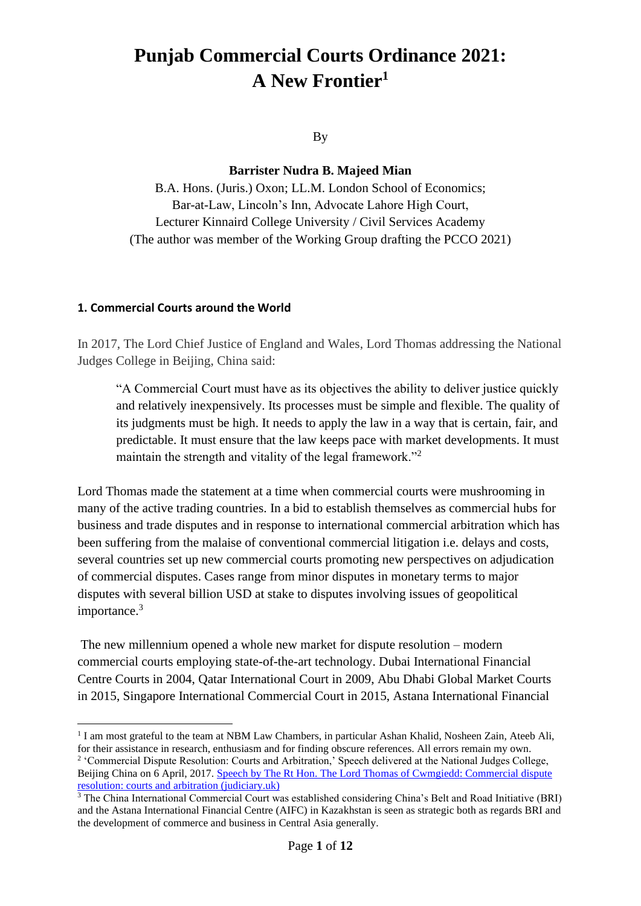# Punjab Commercial Courts Ordinance 2021: A New Frontier[1]

By

**Barrister Nudra B. Majeed Mian**

B.A. Hons. (Juris.) Oxon; LL.M. London School of Economics;
Bar-at-Law, Lincoln's Inn, Advocate Lahore High Court,
Lecturer Kinnaird College University / Civil Services Academy
(The author was member of the Working Group drafting the PCCO 2021)

## 1. Commercial Courts around the World

In 2017, The Lord Chief Justice of England and Wales, Lord Thomas addressing the National Judges College in Beijing, China said:

> "A Commercial Court must have as its objectives the ability to deliver justice quickly and relatively inexpensively. Its processes must be simple and flexible. The quality of its judgments must be high. It needs to apply the law in a way that is certain, fair, and predictable. It must ensure that the law keeps pace with market developments. It must maintain the strength and vitality of the legal framework."[2]

Lord Thomas made the statement at a time when commercial courts were mushrooming in many of the active trading countries. In a bid to establish themselves as commercial hubs for business and trade disputes and in response to international commercial arbitration which has been suffering from the malaise of conventional commercial litigation i.e. delays and costs, several countries set up new commercial courts promoting new perspectives on adjudication of commercial disputes. Cases range from minor disputes in monetary terms to major disputes with several billion USD at stake to disputes involving issues of geopolitical importance.[3]

The new millennium opened a whole new market for dispute resolution – modern commercial courts employing state-of-the-art technology. Dubai International Financial Centre Courts in 2004, Qatar International Court in 2009, Abu Dhabi Global Market Courts in 2015, Singapore International Commercial Court in 2015, Astana International Financial

---

[1] I am most grateful to the team at NBM Law Chambers, in particular Ashan Khalid, Nosheen Zain, Ateeb Ali, for their assistance in research, enthusiasm and for finding obscure references. All errors remain my own.

[2] 'Commercial Dispute Resolution: Courts and Arbitration,' Speech delivered at the National Judges College, Beijing China on 6 April, 2017. [Speech by The Rt Hon. The Lord Thomas of Cwmgiedd: Commercial dispute resolution: courts and arbitration (judiciary.uk)]

[3] The China International Commercial Court was established considering China's Belt and Road Initiative (BRI) and the Astana International Financial Centre (AIFC) in Kazakhstan is seen as strategic both as regards BRI and the development of commerce and business in Central Asia generally.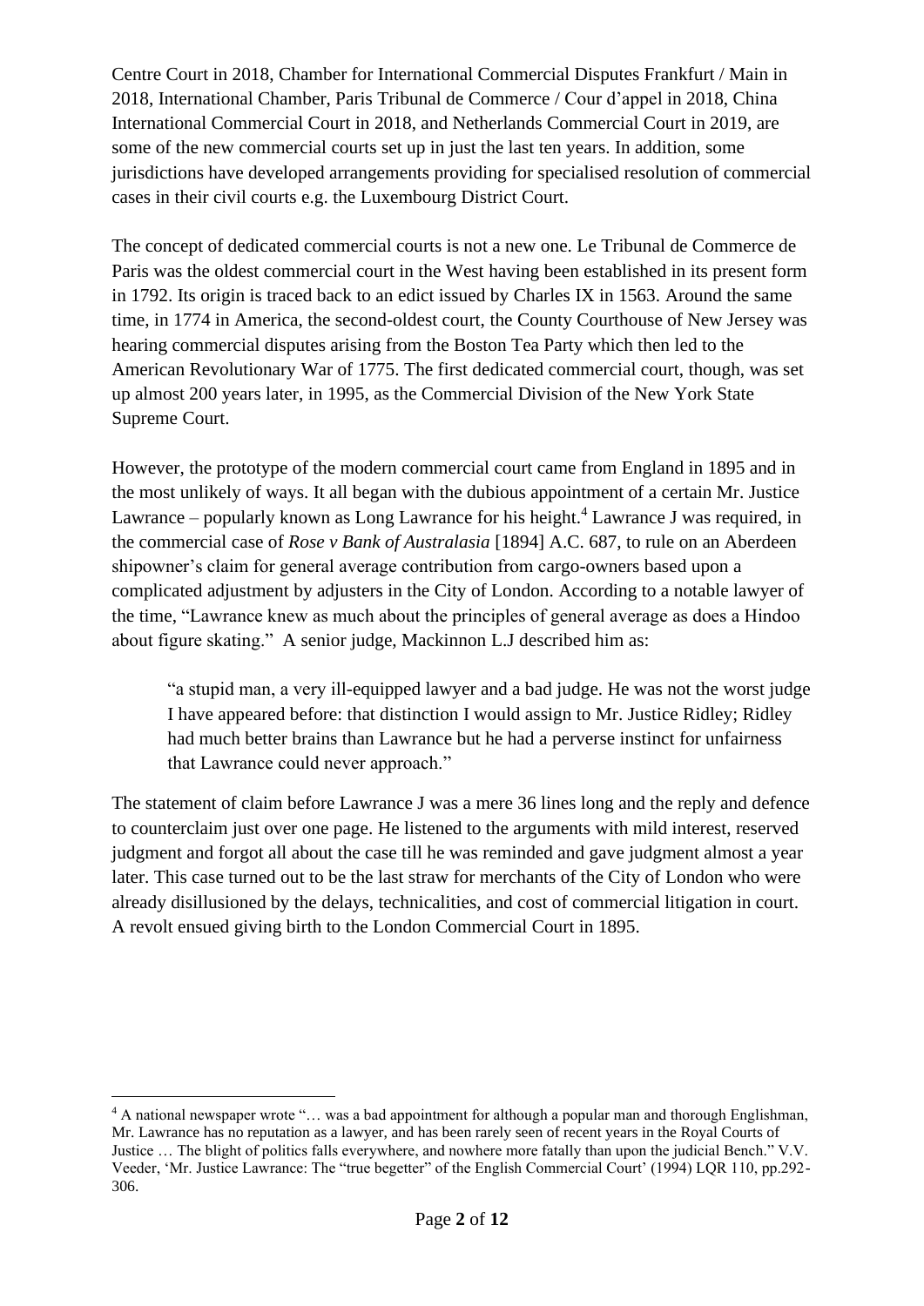Centre Court in 2018, Chamber for International Commercial Disputes Frankfurt / Main in 2018, International Chamber, Paris Tribunal de Commerce / Cour d'appel in 2018, China International Commercial Court in 2018, and Netherlands Commercial Court in 2019, are some of the new commercial courts set up in just the last ten years. In addition, some jurisdictions have developed arrangements providing for specialised resolution of commercial cases in their civil courts e.g. the Luxembourg District Court.

The concept of dedicated commercial courts is not a new one. Le Tribunal de Commerce de Paris was the oldest commercial court in the West having been established in its present form in 1792. Its origin is traced back to an edict issued by Charles IX in 1563. Around the same time, in 1774 in America, the second-oldest court, the County Courthouse of New Jersey was hearing commercial disputes arising from the Boston Tea Party which then led to the American Revolutionary War of 1775. The first dedicated commercial court, though, was set up almost 200 years later, in 1995, as the Commercial Division of the New York State Supreme Court.

However, the prototype of the modern commercial court came from England in 1895 and in the most unlikely of ways. It all began with the dubious appointment of a certain Mr. Justice Lawrance – popularly known as Long Lawrance for his height.[4] Lawrance J was required, in the commercial case of *Rose v Bank of Australasia* [1894] A.C. 687, to rule on an Aberdeen shipowner's claim for general average contribution from cargo-owners based upon a complicated adjustment by adjusters in the City of London. According to a notable lawyer of the time, "Lawrance knew as much about the principles of general average as does a Hindoo about figure skating." A senior judge, Mackinnon L.J described him as:

> "a stupid man, a very ill-equipped lawyer and a bad judge. He was not the worst judge I have appeared before: that distinction I would assign to Mr. Justice Ridley; Ridley had much better brains than Lawrance but he had a perverse instinct for unfairness that Lawrance could never approach."

The statement of claim before Lawrance J was a mere 36 lines long and the reply and defence to counterclaim just over one page. He listened to the arguments with mild interest, reserved judgment and forgot all about the case till he was reminded and gave judgment almost a year later. This case turned out to be the last straw for merchants of the City of London who were already disillusioned by the delays, technicalities, and cost of commercial litigation in court. A revolt ensued giving birth to the London Commercial Court in 1895.

---

[4] A national newspaper wrote "… was a bad appointment for although a popular man and thorough Englishman, Mr. Lawrance has no reputation as a lawyer, and has been rarely seen of recent years in the Royal Courts of Justice … The blight of politics falls everywhere, and nowhere more fatally than upon the judicial Bench." V.V. Veeder, 'Mr. Justice Lawrance: The "true begetter" of the English Commercial Court' (1994) LQR 110, pp.292-306.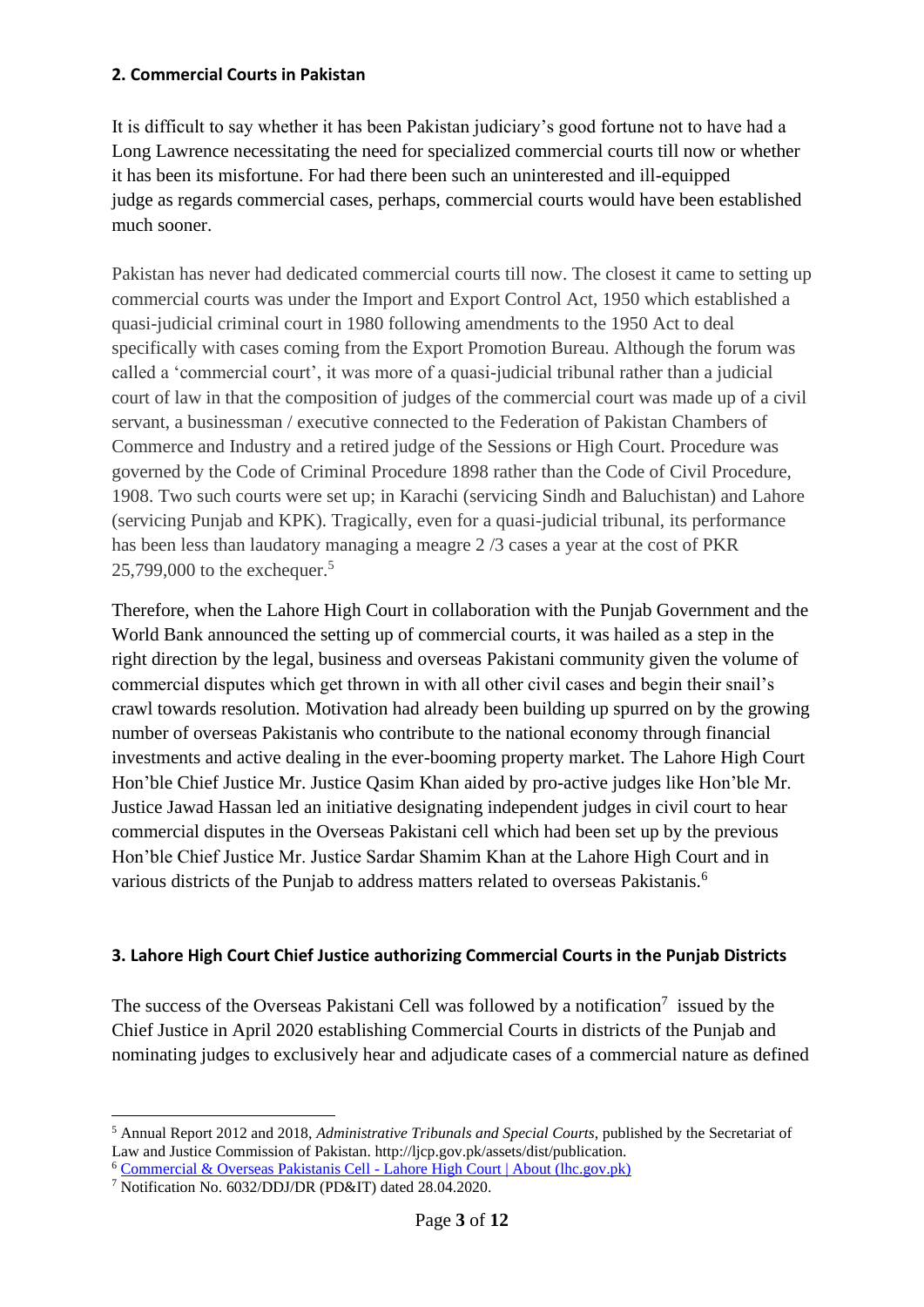## 2. Commercial Courts in Pakistan

It is difficult to say whether it has been Pakistan judiciary's good fortune not to have had a Long Lawrence necessitating the need for specialized commercial courts till now or whether it has been its misfortune. For had there been such an uninterested and ill-equipped judge as regards commercial cases, perhaps, commercial courts would have been established much sooner.

Pakistan has never had dedicated commercial courts till now. The closest it came to setting up commercial courts was under the Import and Export Control Act, 1950 which established a quasi-judicial criminal court in 1980 following amendments to the 1950 Act to deal specifically with cases coming from the Export Promotion Bureau. Although the forum was called a 'commercial court', it was more of a quasi-judicial tribunal rather than a judicial court of law in that the composition of judges of the commercial court was made up of a civil servant, a businessman / executive connected to the Federation of Pakistan Chambers of Commerce and Industry and a retired judge of the Sessions or High Court. Procedure was governed by the Code of Criminal Procedure 1898 rather than the Code of Civil Procedure, 1908. Two such courts were set up; in Karachi (servicing Sindh and Baluchistan) and Lahore (servicing Punjab and KPK). Tragically, even for a quasi-judicial tribunal, its performance has been less than laudatory managing a meagre 2 /3 cases a year at the cost of PKR 25,799,000 to the exchequer.[5]

Therefore, when the Lahore High Court in collaboration with the Punjab Government and the World Bank announced the setting up of commercial courts, it was hailed as a step in the right direction by the legal, business and overseas Pakistani community given the volume of commercial disputes which get thrown in with all other civil cases and begin their snail's crawl towards resolution. Motivation had already been building up spurred on by the growing number of overseas Pakistanis who contribute to the national economy through financial investments and active dealing in the ever-booming property market. The Lahore High Court Hon'ble Chief Justice Mr. Justice Qasim Khan aided by pro-active judges like Hon'ble Mr. Justice Jawad Hassan led an initiative designating independent judges in civil court to hear commercial disputes in the Overseas Pakistani cell which had been set up by the previous Hon'ble Chief Justice Mr. Justice Sardar Shamim Khan at the Lahore High Court and in various districts of the Punjab to address matters related to overseas Pakistanis.[6]

## 3. Lahore High Court Chief Justice authorizing Commercial Courts in the Punjab Districts

The success of the Overseas Pakistani Cell was followed by a notification[7] issued by the Chief Justice in April 2020 establishing Commercial Courts in districts of the Punjab and nominating judges to exclusively hear and adjudicate cases of a commercial nature as defined

---

[5] Annual Report 2012 and 2018, *Administrative Tribunals and Special Courts*, published by the Secretariat of Law and Justice Commission of Pakistan. http://ljcp.gov.pk/assets/dist/publication.

[6] Commercial & Overseas Pakistanis Cell - Lahore High Court | About (lhc.gov.pk)

[7] Notification No. 6032/DDJ/DR (PD&IT) dated 28.04.2020.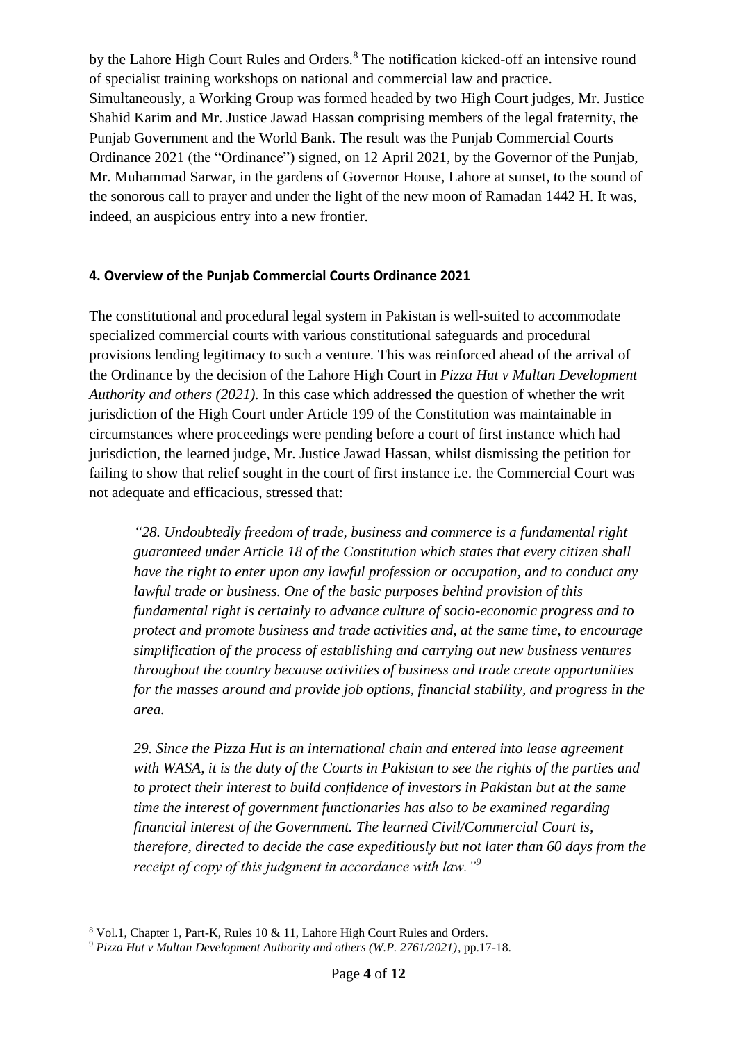by the Lahore High Court Rules and Orders.[8] The notification kicked-off an intensive round of specialist training workshops on national and commercial law and practice. Simultaneously, a Working Group was formed headed by two High Court judges, Mr. Justice Shahid Karim and Mr. Justice Jawad Hassan comprising members of the legal fraternity, the Punjab Government and the World Bank. The result was the Punjab Commercial Courts Ordinance 2021 (the "Ordinance") signed, on 12 April 2021, by the Governor of the Punjab, Mr. Muhammad Sarwar, in the gardens of Governor House, Lahore at sunset, to the sound of the sonorous call to prayer and under the light of the new moon of Ramadan 1442 H. It was, indeed, an auspicious entry into a new frontier.

#### 4. Overview of the Punjab Commercial Courts Ordinance 2021

The constitutional and procedural legal system in Pakistan is well-suited to accommodate specialized commercial courts with various constitutional safeguards and procedural provisions lending legitimacy to such a venture. This was reinforced ahead of the arrival of the Ordinance by the decision of the Lahore High Court in *Pizza Hut v Multan Development Authority and others (2021).* In this case which addressed the question of whether the writ jurisdiction of the High Court under Article 199 of the Constitution was maintainable in circumstances where proceedings were pending before a court of first instance which had jurisdiction, the learned judge, Mr. Justice Jawad Hassan, whilst dismissing the petition for failing to show that relief sought in the court of first instance i.e. the Commercial Court was not adequate and efficacious, stressed that:

> *"28. Undoubtedly freedom of trade, business and commerce is a fundamental right guaranteed under Article 18 of the Constitution which states that every citizen shall have the right to enter upon any lawful profession or occupation, and to conduct any lawful trade or business. One of the basic purposes behind provision of this fundamental right is certainly to advance culture of socio-economic progress and to protect and promote business and trade activities and, at the same time, to encourage simplification of the process of establishing and carrying out new business ventures throughout the country because activities of business and trade create opportunities for the masses around and provide job options, financial stability, and progress in the area.*
>
> *29. Since the Pizza Hut is an international chain and entered into lease agreement with WASA, it is the duty of the Courts in Pakistan to see the rights of the parties and to protect their interest to build confidence of investors in Pakistan but at the same time the interest of government functionaries has also to be examined regarding financial interest of the Government. The learned Civil/Commercial Court is, therefore, directed to decide the case expeditiously but not later than 60 days from the receipt of copy of this judgment in accordance with law."*[9]

[8] Vol.1, Chapter 1, Part-K, Rules 10 & 11, Lahore High Court Rules and Orders.

[9] *Pizza Hut v Multan Development Authority and others (W.P. 2761/2021)*, pp.17-18.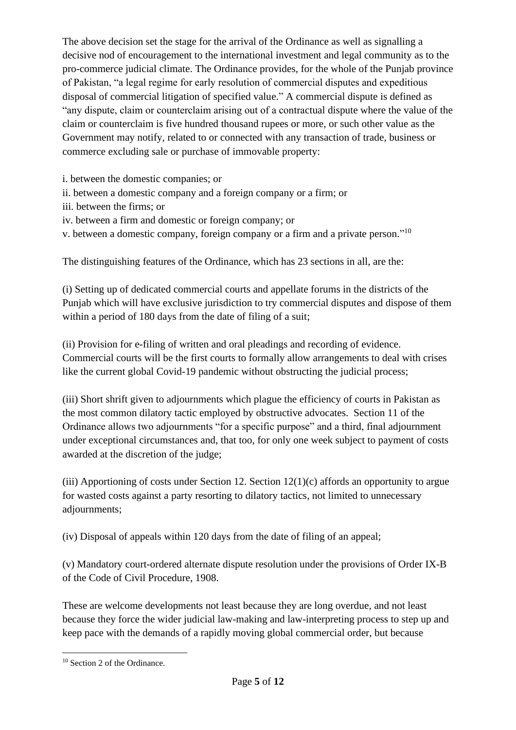The above decision set the stage for the arrival of the Ordinance as well as signalling a decisive nod of encouragement to the international investment and legal community as to the pro-commerce judicial climate. The Ordinance provides, for the whole of the Punjab province of Pakistan, "a legal regime for early resolution of commercial disputes and expeditious disposal of commercial litigation of specified value." A commercial dispute is defined as "any dispute, claim or counterclaim arising out of a contractual dispute where the value of the claim or counterclaim is five hundred thousand rupees or more, or such other value as the Government may notify, related to or connected with any transaction of trade, business or commerce excluding sale or purchase of immovable property:

i. between the domestic companies; or
ii. between a domestic company and a foreign company or a firm; or
iii. between the firms; or
iv. between a firm and domestic or foreign company; or
v. between a domestic company, foreign company or a firm and a private person."[10]

The distinguishing features of the Ordinance, which has 23 sections in all, are the:

(i) Setting up of dedicated commercial courts and appellate forums in the districts of the Punjab which will have exclusive jurisdiction to try commercial disputes and dispose of them within a period of 180 days from the date of filing of a suit;

(ii) Provision for e-filing of written and oral pleadings and recording of evidence. Commercial courts will be the first courts to formally allow arrangements to deal with crises like the current global Covid-19 pandemic without obstructing the judicial process;

(iii) Short shrift given to adjournments which plague the efficiency of courts in Pakistan as the most common dilatory tactic employed by obstructive advocates. Section 11 of the Ordinance allows two adjournments "for a specific purpose" and a third, final adjournment under exceptional circumstances and, that too, for only one week subject to payment of costs awarded at the discretion of the judge;

(iii) Apportioning of costs under Section 12. Section 12(1)(c) affords an opportunity to argue for wasted costs against a party resorting to dilatory tactics, not limited to unnecessary adjournments;

(iv) Disposal of appeals within 120 days from the date of filing of an appeal;

(v) Mandatory court-ordered alternate dispute resolution under the provisions of Order IX-B of the Code of Civil Procedure, 1908.

These are welcome developments not least because they are long overdue, and not least because they force the wider judicial law-making and law-interpreting process to step up and keep pace with the demands of a rapidly moving global commercial order, but because

---

[10] Section 2 of the Ordinance.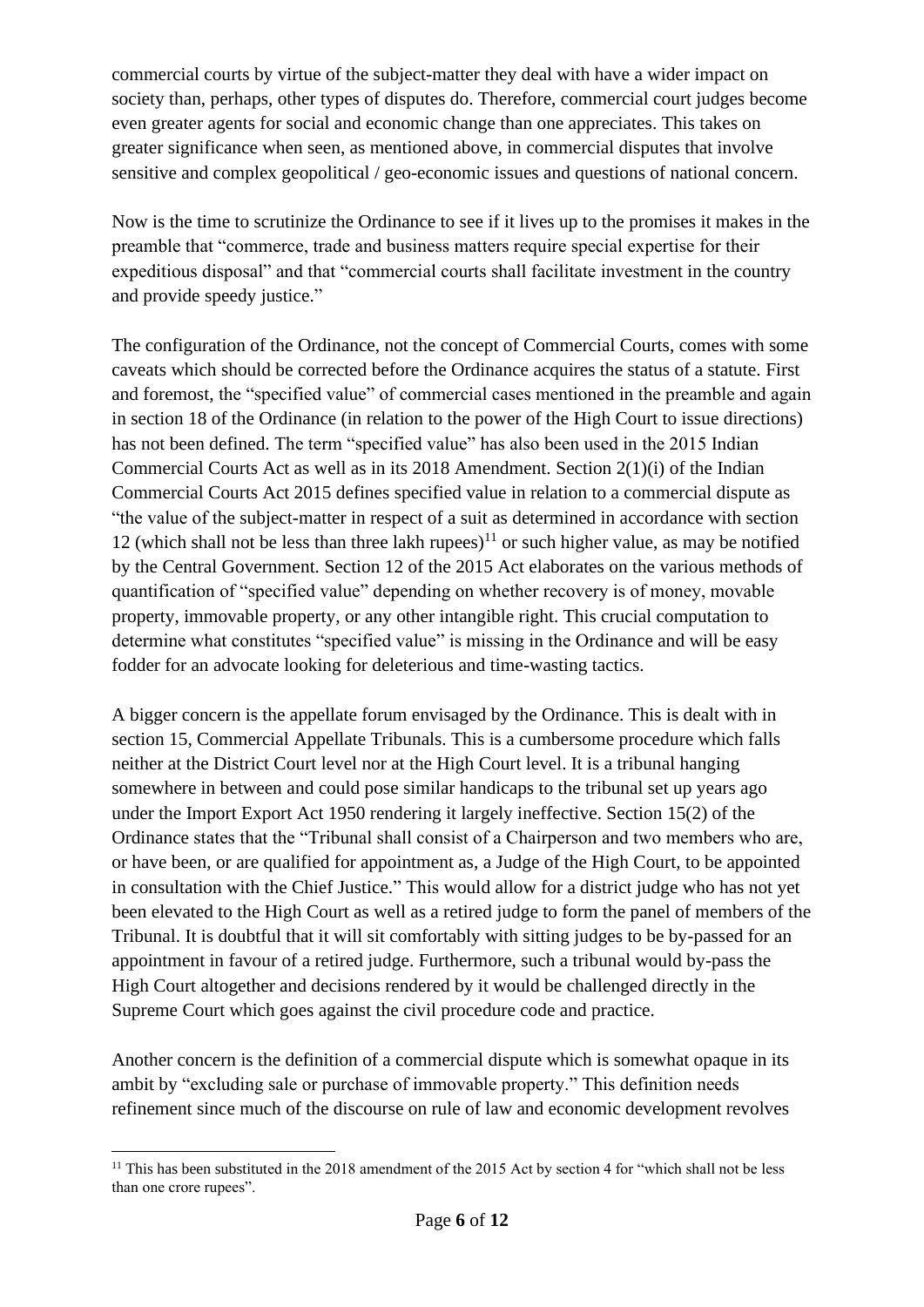commercial courts by virtue of the subject-matter they deal with have a wider impact on society than, perhaps, other types of disputes do. Therefore, commercial court judges become even greater agents for social and economic change than one appreciates. This takes on greater significance when seen, as mentioned above, in commercial disputes that involve sensitive and complex geopolitical / geo-economic issues and questions of national concern.

Now is the time to scrutinize the Ordinance to see if it lives up to the promises it makes in the preamble that "commerce, trade and business matters require special expertise for their expeditious disposal" and that "commercial courts shall facilitate investment in the country and provide speedy justice."

The configuration of the Ordinance, not the concept of Commercial Courts, comes with some caveats which should be corrected before the Ordinance acquires the status of a statute. First and foremost, the "specified value" of commercial cases mentioned in the preamble and again in section 18 of the Ordinance (in relation to the power of the High Court to issue directions) has not been defined. The term "specified value" has also been used in the 2015 Indian Commercial Courts Act as well as in its 2018 Amendment. Section 2(1)(i) of the Indian Commercial Courts Act 2015 defines specified value in relation to a commercial dispute as "the value of the subject-matter in respect of a suit as determined in accordance with section 12 (which shall not be less than three lakh rupees)[11] or such higher value, as may be notified by the Central Government. Section 12 of the 2015 Act elaborates on the various methods of quantification of "specified value" depending on whether recovery is of money, movable property, immovable property, or any other intangible right. This crucial computation to determine what constitutes "specified value" is missing in the Ordinance and will be easy fodder for an advocate looking for deleterious and time-wasting tactics.

A bigger concern is the appellate forum envisaged by the Ordinance. This is dealt with in section 15, Commercial Appellate Tribunals. This is a cumbersome procedure which falls neither at the District Court level nor at the High Court level. It is a tribunal hanging somewhere in between and could pose similar handicaps to the tribunal set up years ago under the Import Export Act 1950 rendering it largely ineffective. Section 15(2) of the Ordinance states that the "Tribunal shall consist of a Chairperson and two members who are, or have been, or are qualified for appointment as, a Judge of the High Court, to be appointed in consultation with the Chief Justice." This would allow for a district judge who has not yet been elevated to the High Court as well as a retired judge to form the panel of members of the Tribunal. It is doubtful that it will sit comfortably with sitting judges to be by-passed for an appointment in favour of a retired judge. Furthermore, such a tribunal would by-pass the High Court altogether and decisions rendered by it would be challenged directly in the Supreme Court which goes against the civil procedure code and practice.

Another concern is the definition of a commercial dispute which is somewhat opaque in its ambit by "excluding sale or purchase of immovable property." This definition needs refinement since much of the discourse on rule of law and economic development revolves

[11] This has been substituted in the 2018 amendment of the 2015 Act by section 4 for "which shall not be less than one crore rupees".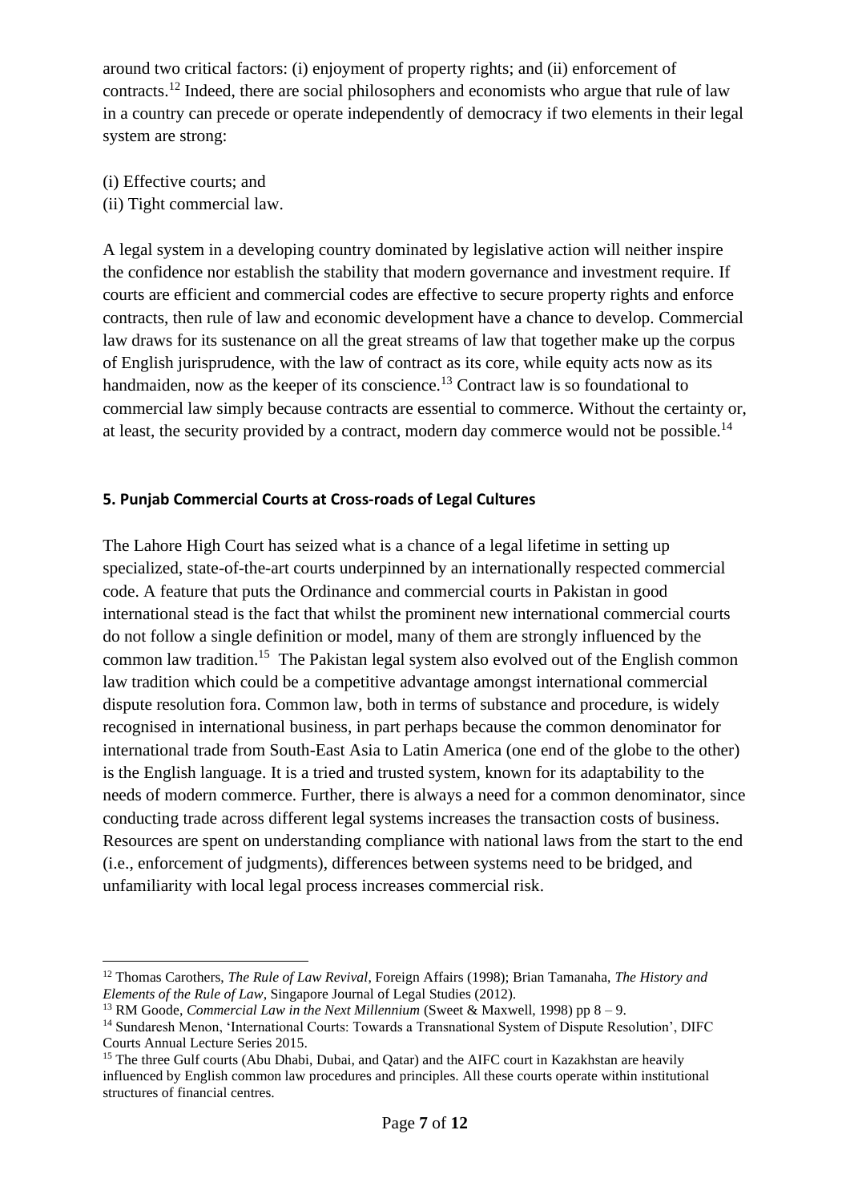around two critical factors: (i) enjoyment of property rights; and (ii) enforcement of contracts.[12] Indeed, there are social philosophers and economists who argue that rule of law in a country can precede or operate independently of democracy if two elements in their legal system are strong:

(i) Effective courts; and
(ii) Tight commercial law.

A legal system in a developing country dominated by legislative action will neither inspire the confidence nor establish the stability that modern governance and investment require. If courts are efficient and commercial codes are effective to secure property rights and enforce contracts, then rule of law and economic development have a chance to develop. Commercial law draws for its sustenance on all the great streams of law that together make up the corpus of English jurisprudence, with the law of contract as its core, while equity acts now as its handmaiden, now as the keeper of its conscience.[13] Contract law is so foundational to commercial law simply because contracts are essential to commerce. Without the certainty or, at least, the security provided by a contract, modern day commerce would not be possible.[14]

## 5. Punjab Commercial Courts at Cross-roads of Legal Cultures

The Lahore High Court has seized what is a chance of a legal lifetime in setting up specialized, state-of-the-art courts underpinned by an internationally respected commercial code. A feature that puts the Ordinance and commercial courts in Pakistan in good international stead is the fact that whilst the prominent new international commercial courts do not follow a single definition or model, many of them are strongly influenced by the common law tradition.[15] The Pakistan legal system also evolved out of the English common law tradition which could be a competitive advantage amongst international commercial dispute resolution fora. Common law, both in terms of substance and procedure, is widely recognised in international business, in part perhaps because the common denominator for international trade from South-East Asia to Latin America (one end of the globe to the other) is the English language. It is a tried and trusted system, known for its adaptability to the needs of modern commerce. Further, there is always a need for a common denominator, since conducting trade across different legal systems increases the transaction costs of business. Resources are spent on understanding compliance with national laws from the start to the end (i.e., enforcement of judgments), differences between systems need to be bridged, and unfamiliarity with local legal process increases commercial risk.

---

[12] Thomas Carothers, *The Rule of Law Revival*, Foreign Affairs (1998); Brian Tamanaha, *The History and Elements of the Rule of Law*, Singapore Journal of Legal Studies (2012).

[13] RM Goode, *Commercial Law in the Next Millennium* (Sweet & Maxwell, 1998) pp 8 – 9.

[14] Sundaresh Menon, 'International Courts: Towards a Transnational System of Dispute Resolution', DIFC Courts Annual Lecture Series 2015.

[15] The three Gulf courts (Abu Dhabi, Dubai, and Qatar) and the AIFC court in Kazakhstan are heavily influenced by English common law procedures and principles. All these courts operate within institutional structures of financial centres.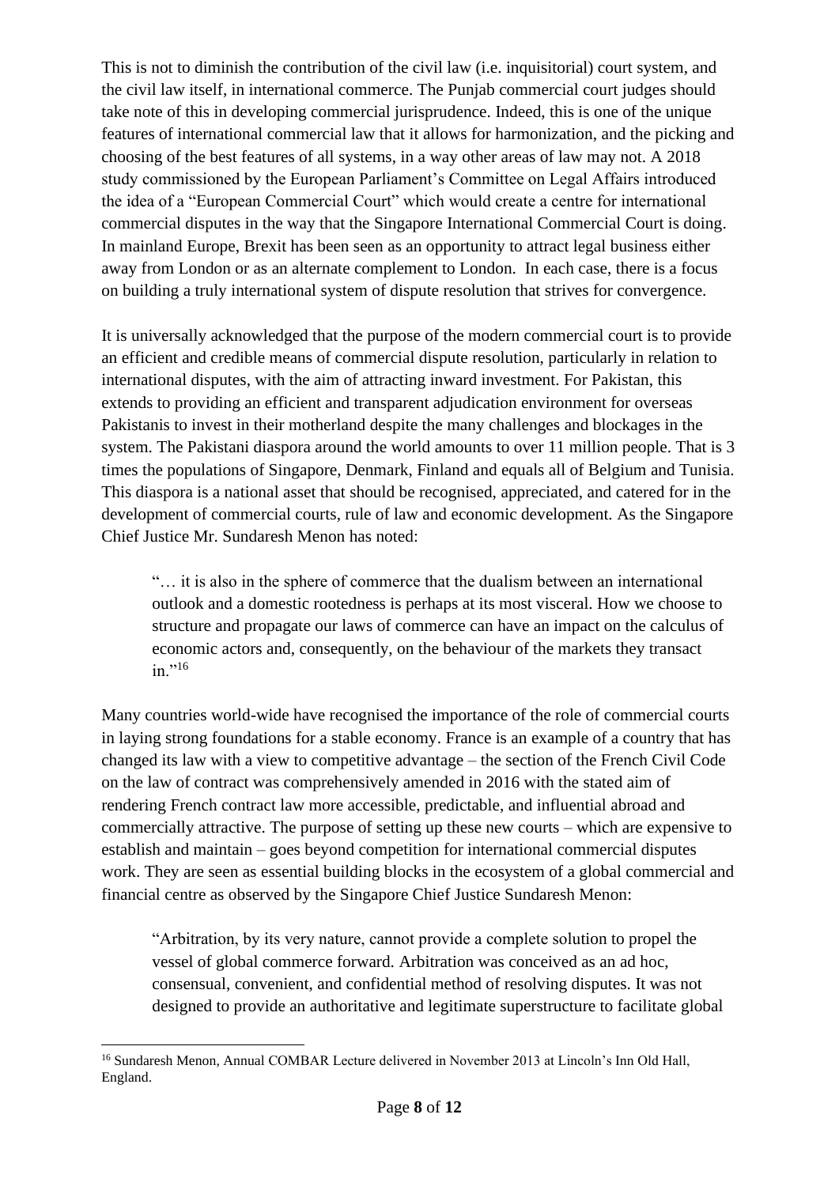This is not to diminish the contribution of the civil law (i.e. inquisitorial) court system, and the civil law itself, in international commerce. The Punjab commercial court judges should take note of this in developing commercial jurisprudence. Indeed, this is one of the unique features of international commercial law that it allows for harmonization, and the picking and choosing of the best features of all systems, in a way other areas of law may not. A 2018 study commissioned by the European Parliament's Committee on Legal Affairs introduced the idea of a "European Commercial Court" which would create a centre for international commercial disputes in the way that the Singapore International Commercial Court is doing. In mainland Europe, Brexit has been seen as an opportunity to attract legal business either away from London or as an alternate complement to London. In each case, there is a focus on building a truly international system of dispute resolution that strives for convergence.

It is universally acknowledged that the purpose of the modern commercial court is to provide an efficient and credible means of commercial dispute resolution, particularly in relation to international disputes, with the aim of attracting inward investment. For Pakistan, this extends to providing an efficient and transparent adjudication environment for overseas Pakistanis to invest in their motherland despite the many challenges and blockages in the system. The Pakistani diaspora around the world amounts to over 11 million people. That is 3 times the populations of Singapore, Denmark, Finland and equals all of Belgium and Tunisia. This diaspora is a national asset that should be recognised, appreciated, and catered for in the development of commercial courts, rule of law and economic development. As the Singapore Chief Justice Mr. Sundaresh Menon has noted:

> "… it is also in the sphere of commerce that the dualism between an international outlook and a domestic rootedness is perhaps at its most visceral. How we choose to structure and propagate our laws of commerce can have an impact on the calculus of economic actors and, consequently, on the behaviour of the markets they transact in."[16]

Many countries world-wide have recognised the importance of the role of commercial courts in laying strong foundations for a stable economy. France is an example of a country that has changed its law with a view to competitive advantage – the section of the French Civil Code on the law of contract was comprehensively amended in 2016 with the stated aim of rendering French contract law more accessible, predictable, and influential abroad and commercially attractive. The purpose of setting up these new courts – which are expensive to establish and maintain – goes beyond competition for international commercial disputes work. They are seen as essential building blocks in the ecosystem of a global commercial and financial centre as observed by the Singapore Chief Justice Sundaresh Menon:

> "Arbitration, by its very nature, cannot provide a complete solution to propel the vessel of global commerce forward. Arbitration was conceived as an ad hoc, consensual, convenient, and confidential method of resolving disputes. It was not designed to provide an authoritative and legitimate superstructure to facilitate global

[16] Sundaresh Menon, Annual COMBAR Lecture delivered in November 2013 at Lincoln's Inn Old Hall, England.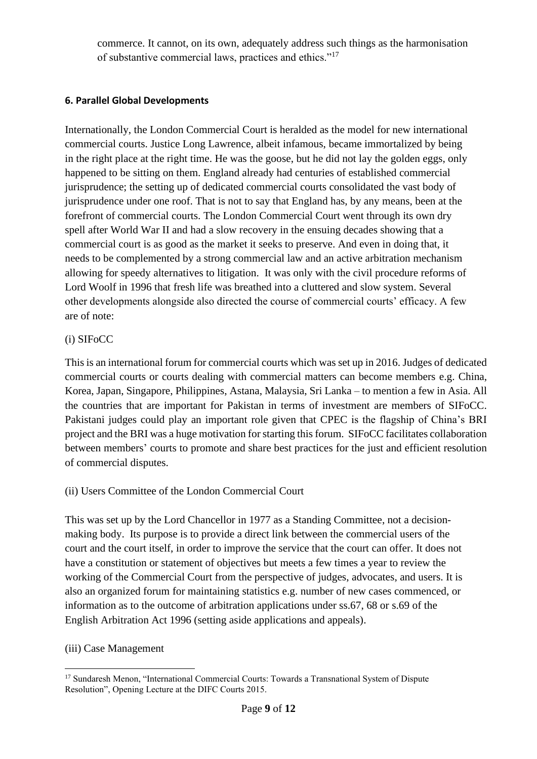commerce. It cannot, on its own, adequately address such things as the harmonisation of substantive commercial laws, practices and ethics."[17]

### 6. Parallel Global Developments

Internationally, the London Commercial Court is heralded as the model for new international commercial courts. Justice Long Lawrence, albeit infamous, became immortalized by being in the right place at the right time. He was the goose, but he did not lay the golden eggs, only happened to be sitting on them. England already had centuries of established commercial jurisprudence; the setting up of dedicated commercial courts consolidated the vast body of jurisprudence under one roof. That is not to say that England has, by any means, been at the forefront of commercial courts. The London Commercial Court went through its own dry spell after World War II and had a slow recovery in the ensuing decades showing that a commercial court is as good as the market it seeks to preserve. And even in doing that, it needs to be complemented by a strong commercial law and an active arbitration mechanism allowing for speedy alternatives to litigation. It was only with the civil procedure reforms of Lord Woolf in 1996 that fresh life was breathed into a cluttered and slow system. Several other developments alongside also directed the course of commercial courts' efficacy. A few are of note:

(i) SIFoCC

This is an international forum for commercial courts which was set up in 2016. Judges of dedicated commercial courts or courts dealing with commercial matters can become members e.g. China, Korea, Japan, Singapore, Philippines, Astana, Malaysia, Sri Lanka – to mention a few in Asia. All the countries that are important for Pakistan in terms of investment are members of SIFoCC. Pakistani judges could play an important role given that CPEC is the flagship of China's BRI project and the BRI was a huge motivation for starting this forum. SIFoCC facilitates collaboration between members' courts to promote and share best practices for the just and efficient resolution of commercial disputes.

(ii) Users Committee of the London Commercial Court

This was set up by the Lord Chancellor in 1977 as a Standing Committee, not a decision-making body. Its purpose is to provide a direct link between the commercial users of the court and the court itself, in order to improve the service that the court can offer. It does not have a constitution or statement of objectives but meets a few times a year to review the working of the Commercial Court from the perspective of judges, advocates, and users. It is also an organized forum for maintaining statistics e.g. number of new cases commenced, or information as to the outcome of arbitration applications under ss.67, 68 or s.69 of the English Arbitration Act 1996 (setting aside applications and appeals).

(iii) Case Management

[17] Sundaresh Menon, "International Commercial Courts: Towards a Transnational System of Dispute Resolution", Opening Lecture at the DIFC Courts 2015.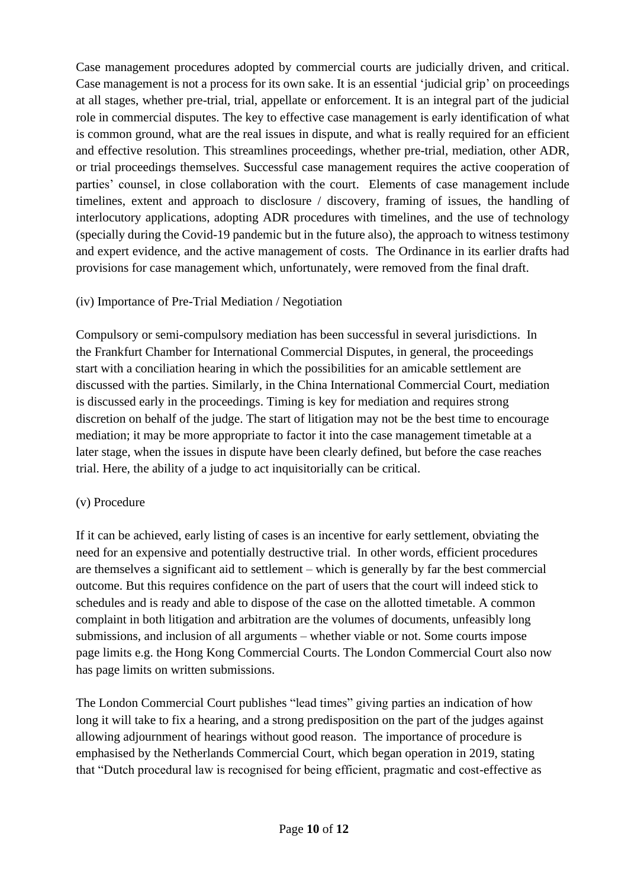Case management procedures adopted by commercial courts are judicially driven, and critical. Case management is not a process for its own sake. It is an essential 'judicial grip' on proceedings at all stages, whether pre-trial, trial, appellate or enforcement. It is an integral part of the judicial role in commercial disputes. The key to effective case management is early identification of what is common ground, what are the real issues in dispute, and what is really required for an efficient and effective resolution. This streamlines proceedings, whether pre-trial, mediation, other ADR, or trial proceedings themselves. Successful case management requires the active cooperation of parties' counsel, in close collaboration with the court. Elements of case management include timelines, extent and approach to disclosure / discovery, framing of issues, the handling of interlocutory applications, adopting ADR procedures with timelines, and the use of technology (specially during the Covid-19 pandemic but in the future also), the approach to witness testimony and expert evidence, and the active management of costs. The Ordinance in its earlier drafts had provisions for case management which, unfortunately, were removed from the final draft.

(iv) Importance of Pre-Trial Mediation / Negotiation

Compulsory or semi-compulsory mediation has been successful in several jurisdictions. In the Frankfurt Chamber for International Commercial Disputes, in general, the proceedings start with a conciliation hearing in which the possibilities for an amicable settlement are discussed with the parties. Similarly, in the China International Commercial Court, mediation is discussed early in the proceedings. Timing is key for mediation and requires strong discretion on behalf of the judge. The start of litigation may not be the best time to encourage mediation; it may be more appropriate to factor it into the case management timetable at a later stage, when the issues in dispute have been clearly defined, but before the case reaches trial. Here, the ability of a judge to act inquisitorially can be critical.

(v) Procedure

If it can be achieved, early listing of cases is an incentive for early settlement, obviating the need for an expensive and potentially destructive trial. In other words, efficient procedures are themselves a significant aid to settlement – which is generally by far the best commercial outcome. But this requires confidence on the part of users that the court will indeed stick to schedules and is ready and able to dispose of the case on the allotted timetable. A common complaint in both litigation and arbitration are the volumes of documents, unfeasibly long submissions, and inclusion of all arguments – whether viable or not. Some courts impose page limits e.g. the Hong Kong Commercial Courts. The London Commercial Court also now has page limits on written submissions.

The London Commercial Court publishes "lead times" giving parties an indication of how long it will take to fix a hearing, and a strong predisposition on the part of the judges against allowing adjournment of hearings without good reason. The importance of procedure is emphasised by the Netherlands Commercial Court, which began operation in 2019, stating that "Dutch procedural law is recognised for being efficient, pragmatic and cost-effective as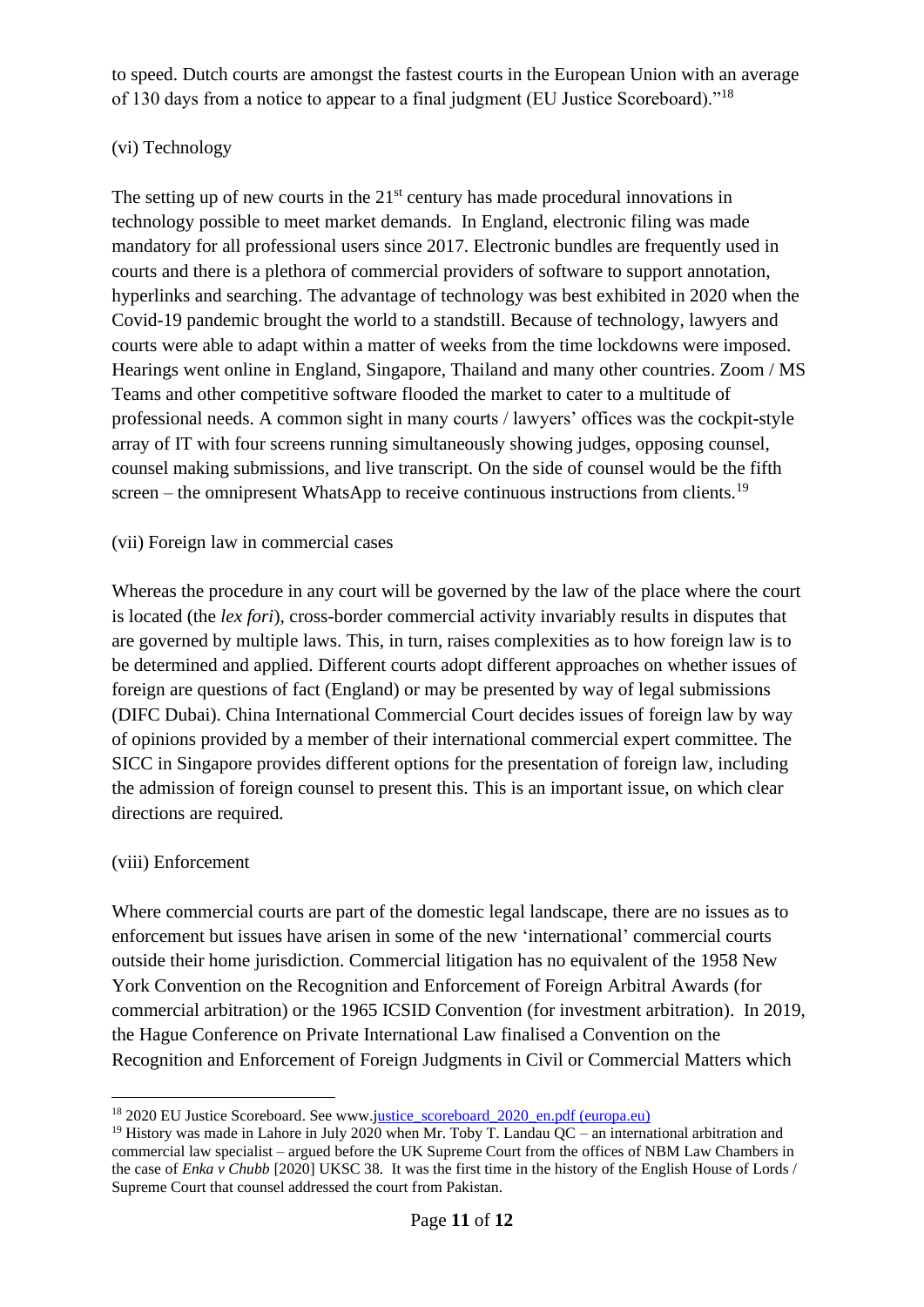to speed. Dutch courts are amongst the fastest courts in the European Union with an average of 130 days from a notice to appear to a final judgment (EU Justice Scoreboard)."[18]

(vi) Technology

The setting up of new courts in the 21st century has made procedural innovations in technology possible to meet market demands. In England, electronic filing was made mandatory for all professional users since 2017. Electronic bundles are frequently used in courts and there is a plethora of commercial providers of software to support annotation, hyperlinks and searching. The advantage of technology was best exhibited in 2020 when the Covid-19 pandemic brought the world to a standstill. Because of technology, lawyers and courts were able to adapt within a matter of weeks from the time lockdowns were imposed. Hearings went online in England, Singapore, Thailand and many other countries. Zoom / MS Teams and other competitive software flooded the market to cater to a multitude of professional needs. A common sight in many courts / lawyers' offices was the cockpit-style array of IT with four screens running simultaneously showing judges, opposing counsel, counsel making submissions, and live transcript. On the side of counsel would be the fifth screen – the omnipresent WhatsApp to receive continuous instructions from clients.[19]

(vii) Foreign law in commercial cases

Whereas the procedure in any court will be governed by the law of the place where the court is located (the *lex fori*), cross-border commercial activity invariably results in disputes that are governed by multiple laws. This, in turn, raises complexities as to how foreign law is to be determined and applied. Different courts adopt different approaches on whether issues of foreign are questions of fact (England) or may be presented by way of legal submissions (DIFC Dubai). China International Commercial Court decides issues of foreign law by way of opinions provided by a member of their international commercial expert committee. The SICC in Singapore provides different options for the presentation of foreign law, including the admission of foreign counsel to present this. This is an important issue, on which clear directions are required.

(viii) Enforcement

Where commercial courts are part of the domestic legal landscape, there are no issues as to enforcement but issues have arisen in some of the new 'international' commercial courts outside their home jurisdiction. Commercial litigation has no equivalent of the 1958 New York Convention on the Recognition and Enforcement of Foreign Arbitral Awards (for commercial arbitration) or the 1965 ICSID Convention (for investment arbitration). In 2019, the Hague Conference on Private International Law finalised a Convention on the Recognition and Enforcement of Foreign Judgments in Civil or Commercial Matters which

---

[18] 2020 EU Justice Scoreboard. See www.justice_scoreboard_2020_en.pdf (europa.eu)

[19] History was made in Lahore in July 2020 when Mr. Toby T. Landau QC – an international arbitration and commercial law specialist – argued before the UK Supreme Court from the offices of NBM Law Chambers in the case of *Enka v Chubb* [2020] UKSC 38. It was the first time in the history of the English House of Lords / Supreme Court that counsel addressed the court from Pakistan.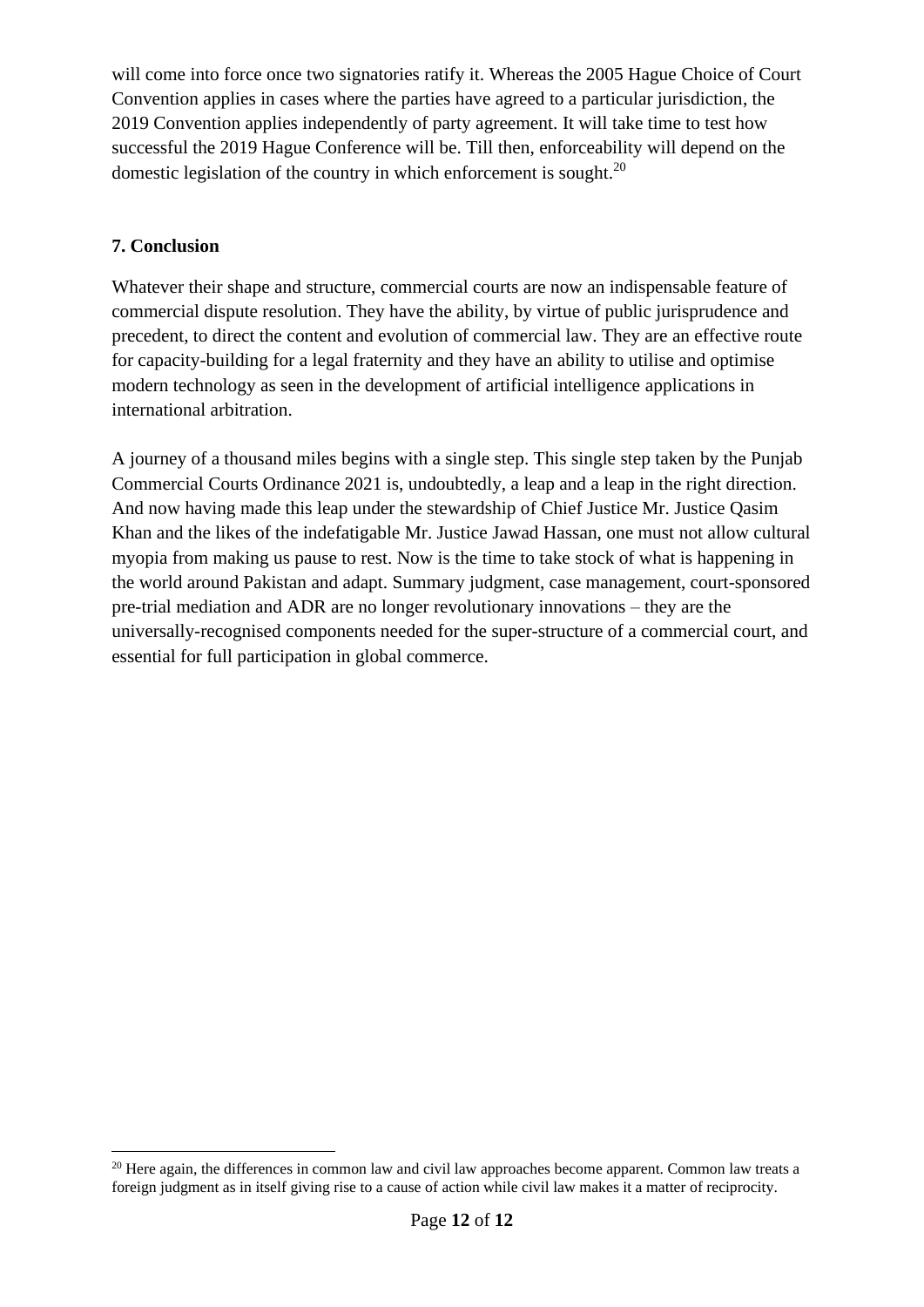will come into force once two signatories ratify it. Whereas the 2005 Hague Choice of Court Convention applies in cases where the parties have agreed to a particular jurisdiction, the 2019 Convention applies independently of party agreement. It will take time to test how successful the 2019 Hague Conference will be. Till then, enforceability will depend on the domestic legislation of the country in which enforcement is sought.[20]

**7. Conclusion**

Whatever their shape and structure, commercial courts are now an indispensable feature of commercial dispute resolution. They have the ability, by virtue of public jurisprudence and precedent, to direct the content and evolution of commercial law. They are an effective route for capacity-building for a legal fraternity and they have an ability to utilise and optimise modern technology as seen in the development of artificial intelligence applications in international arbitration.

A journey of a thousand miles begins with a single step. This single step taken by the Punjab Commercial Courts Ordinance 2021 is, undoubtedly, a leap and a leap in the right direction. And now having made this leap under the stewardship of Chief Justice Mr. Justice Qasim Khan and the likes of the indefatigable Mr. Justice Jawad Hassan, one must not allow cultural myopia from making us pause to rest. Now is the time to take stock of what is happening in the world around Pakistan and adapt. Summary judgment, case management, court-sponsored pre-trial mediation and ADR are no longer revolutionary innovations – they are the universally-recognised components needed for the super-structure of a commercial court, and essential for full participation in global commerce.

[20] Here again, the differences in common law and civil law approaches become apparent. Common law treats a foreign judgment as in itself giving rise to a cause of action while civil law makes it a matter of reciprocity.